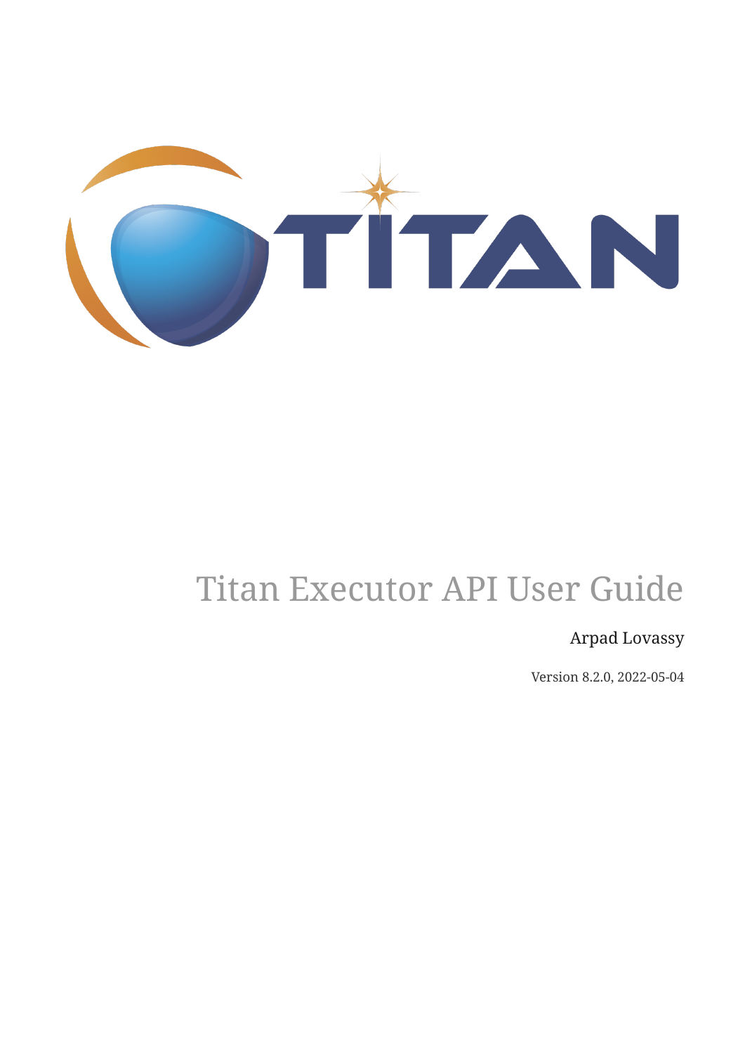# Titan Executor API User Guide

Arpad Lovassy

Version 8.2.0, 2022-05-04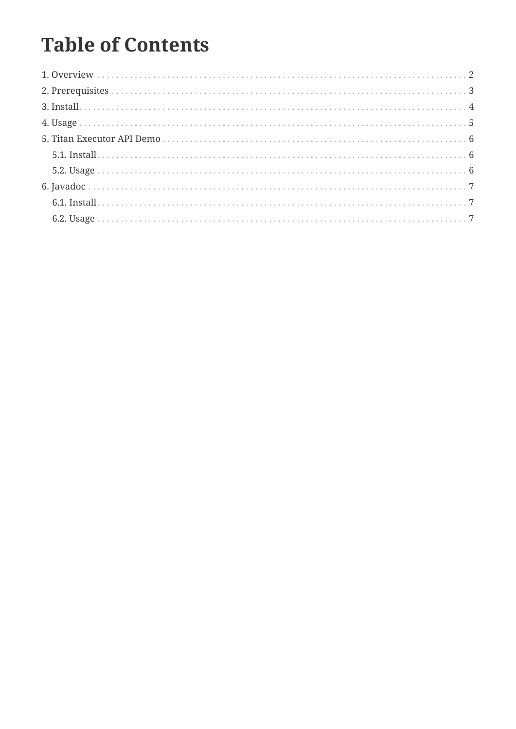# Table of Contents

1. Overview ... 2
2. Prerequisites ... 3
3. Install ... 4
4. Usage ... 5
5. Titan Executor API Demo ... 6
   - 5.1. Install ... 6
   - 5.2. Usage ... 6
6. Javadoc ... 7
   - 6.1. Install ... 7
   - 6.2. Usage ... 7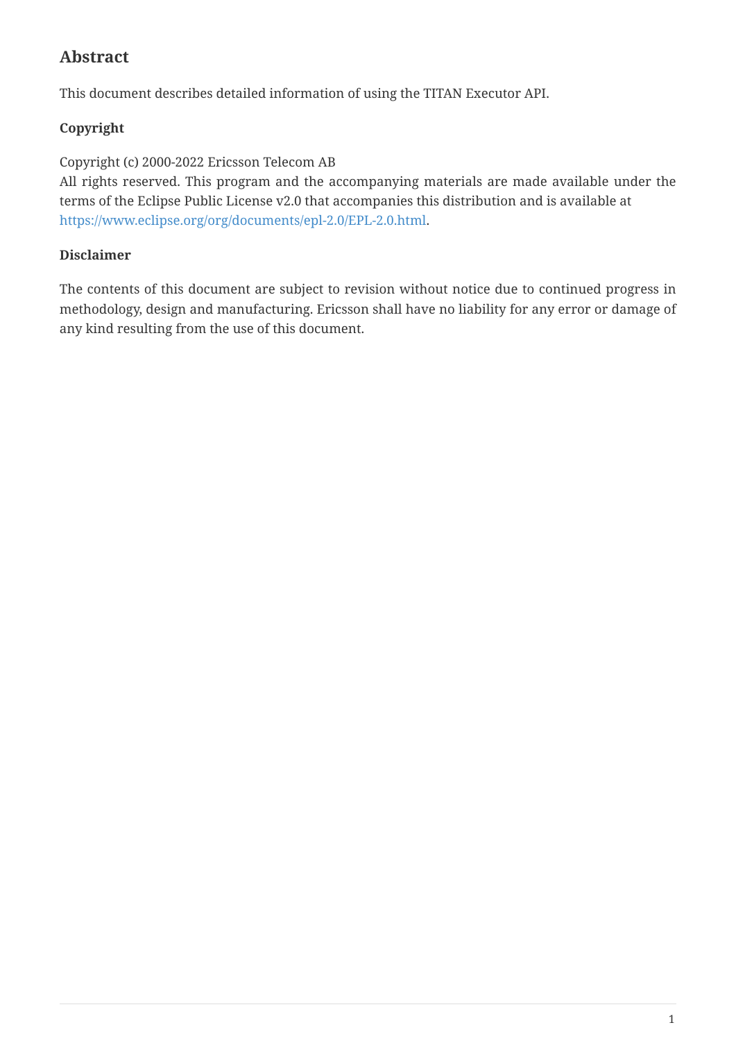## Abstract

This document describes detailed information of using the TITAN Executor API.

**Copyright**

Copyright (c) 2000-2022 Ericsson Telecom AB
All rights reserved. This program and the accompanying materials are made available under the terms of the Eclipse Public License v2.0 that accompanies this distribution and is available at https://www.eclipse.org/org/documents/epl-2.0/EPL-2.0.html.

**Disclaimer**

The contents of this document are subject to revision without notice due to continued progress in methodology, design and manufacturing. Ericsson shall have no liability for any error or damage of any kind resulting from the use of this document.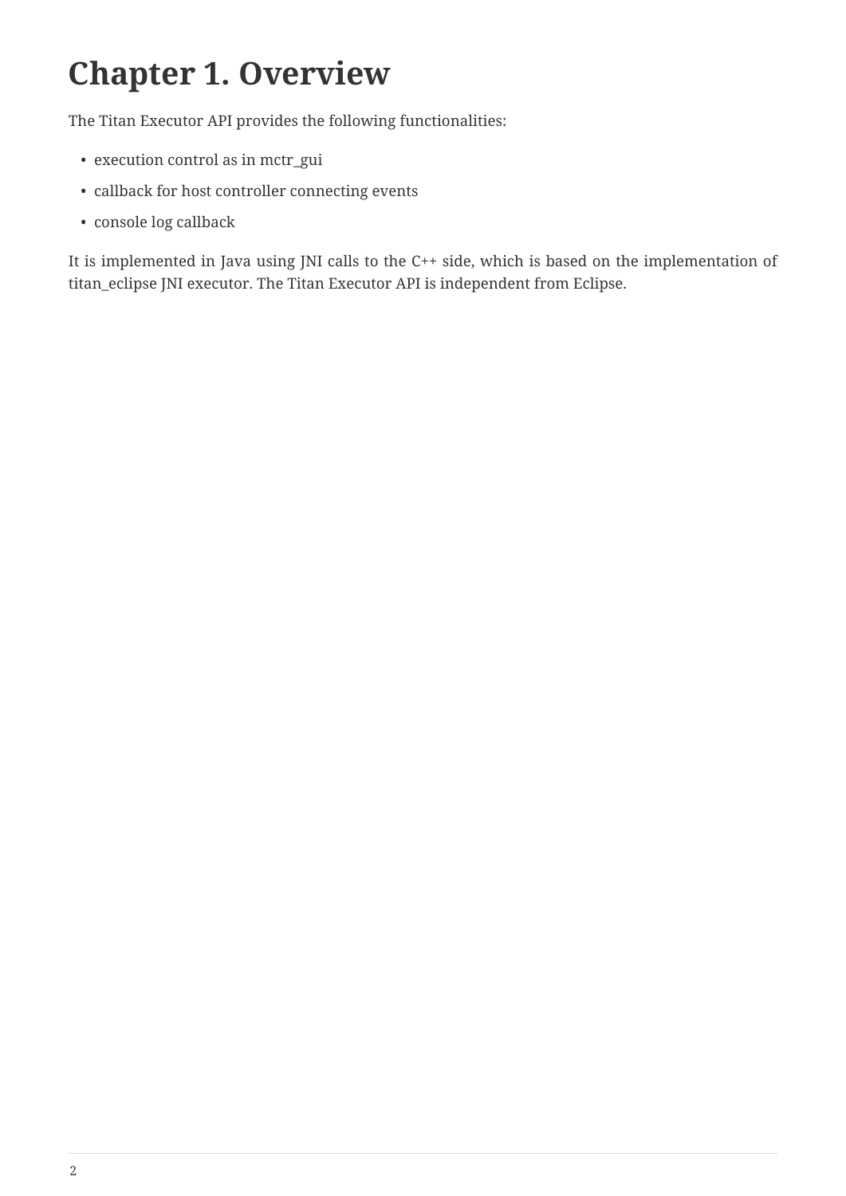# Chapter 1. Overview

The Titan Executor API provides the following functionalities:

- execution control as in mctr_gui
- callback for host controller connecting events
- console log callback

It is implemented in Java using JNI calls to the C++ side, which is based on the implementation of titan_eclipse JNI executor. The Titan Executor API is independent from Eclipse.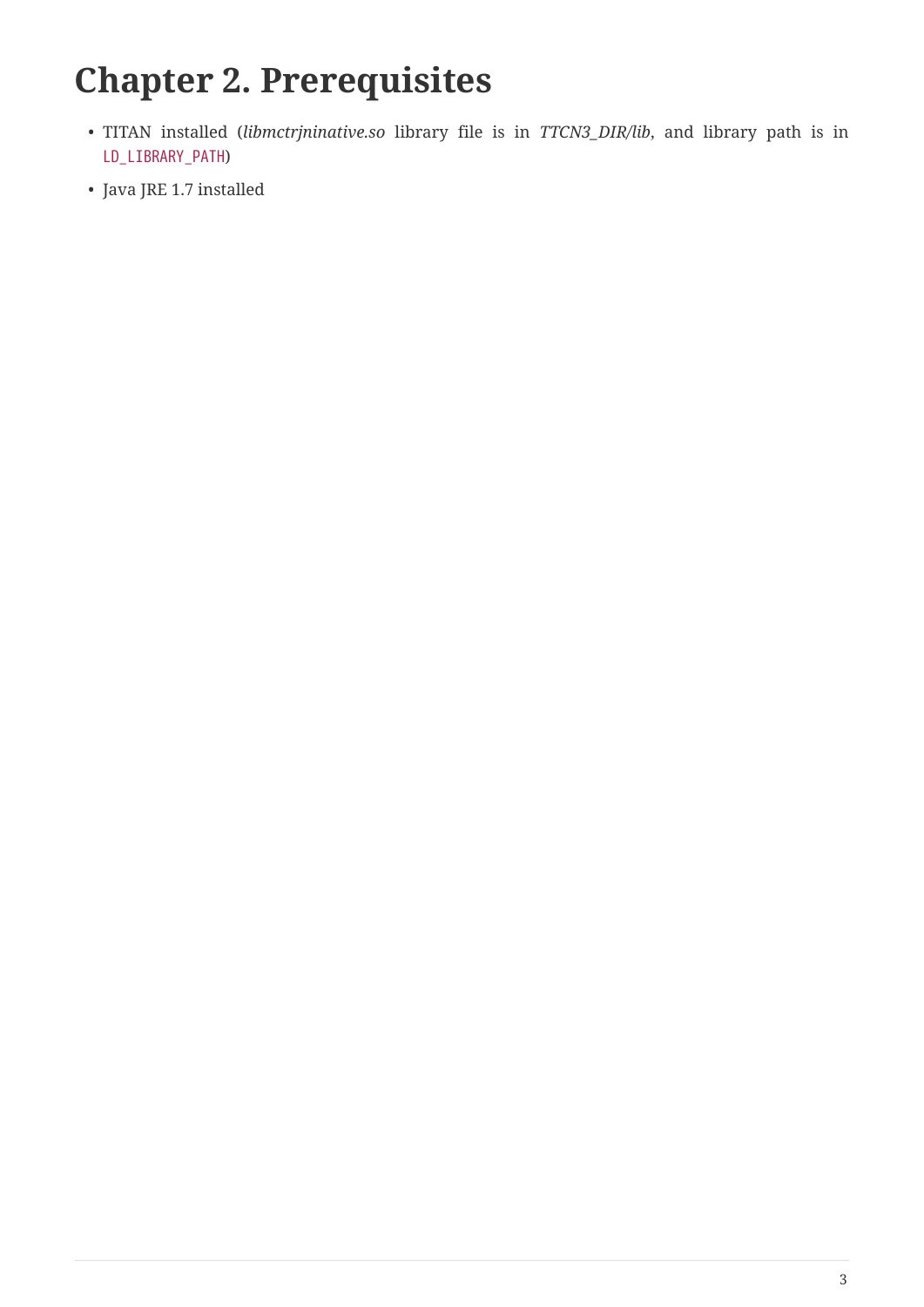# Chapter 2. Prerequisites

- TITAN installed (*libmctrjninative.so* library file is in *TTCN3_DIR/lib*, and library path is in `LD_LIBRARY_PATH`)
- Java JRE 1.7 installed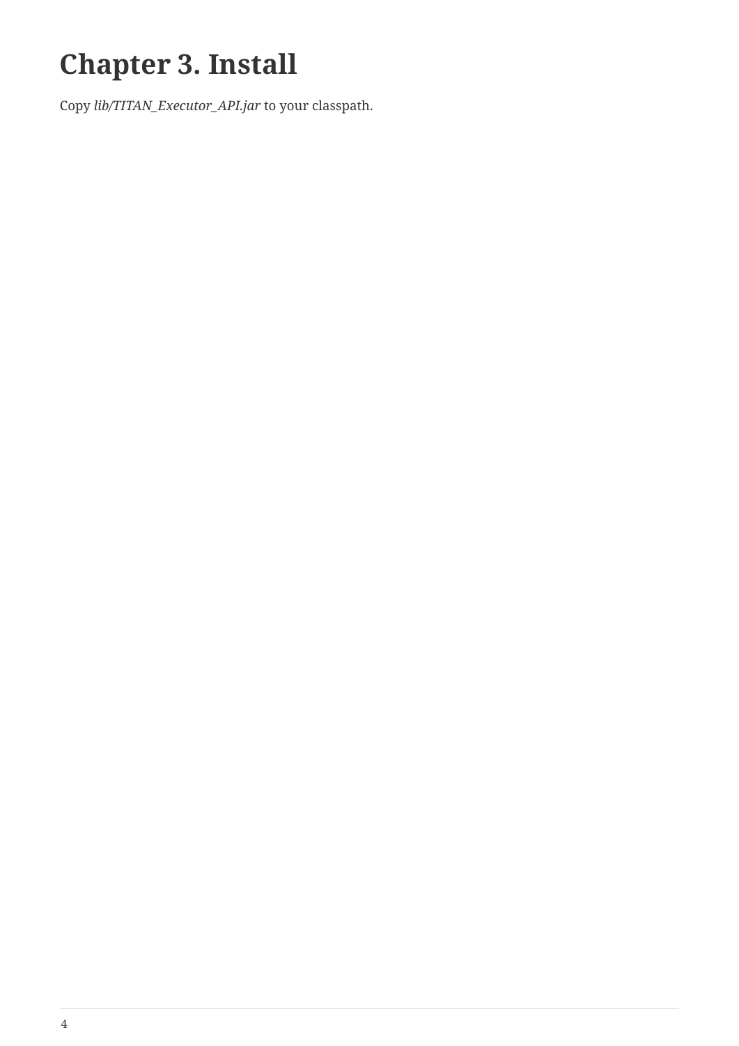# Chapter 3. Install

Copy *lib/TITAN_Executor_API.jar* to your classpath.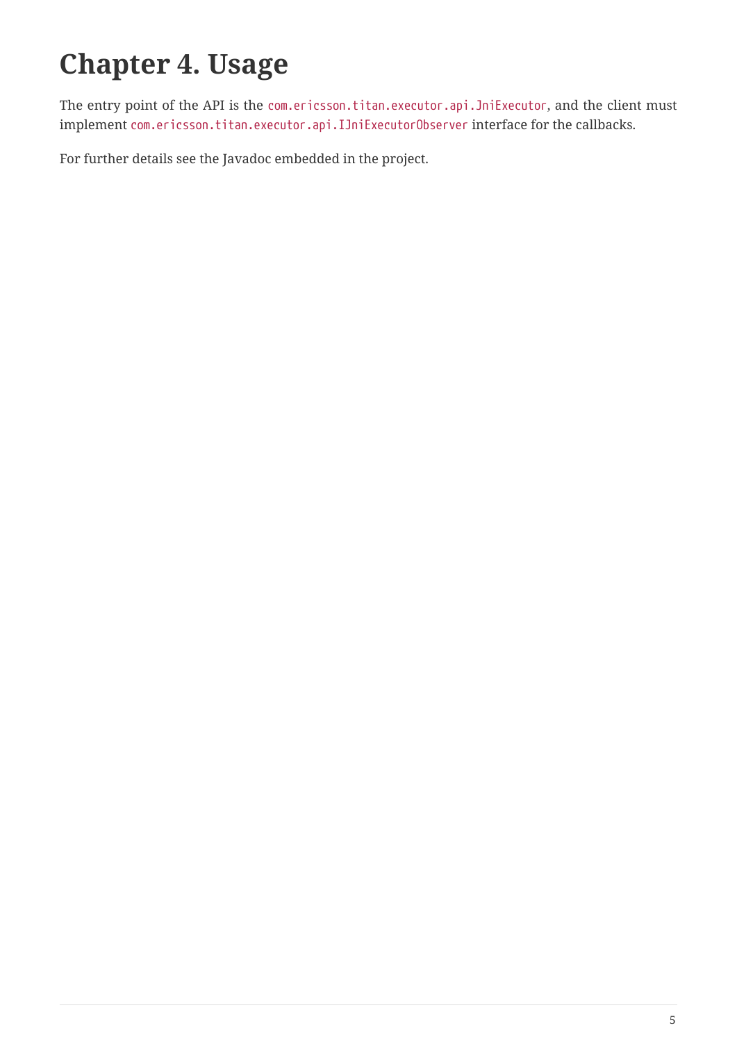# Chapter 4. Usage

The entry point of the API is the `com.ericsson.titan.executor.api.JniExecutor`, and the client must implement `com.ericsson.titan.executor.api.IJniExecutorObserver` interface for the callbacks.

For further details see the Javadoc embedded in the project.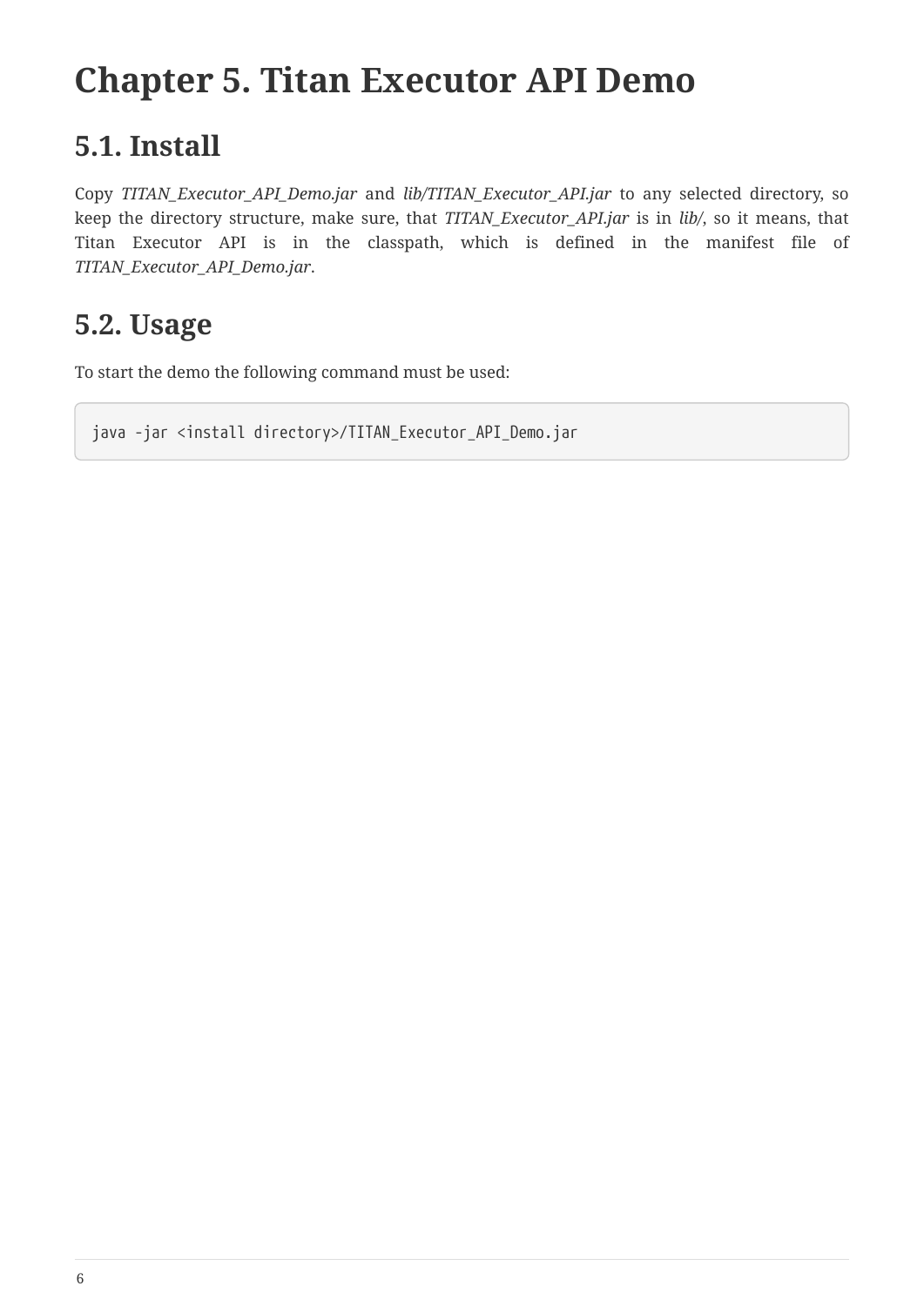# Chapter 5. Titan Executor API Demo

## 5.1. Install

Copy *TITAN_Executor_API_Demo.jar* and *lib/TITAN_Executor_API.jar* to any selected directory, so keep the directory structure, make sure, that *TITAN_Executor_API.jar* is in *lib/*, so it means, that Titan Executor API is in the classpath, which is defined in the manifest file of *TITAN_Executor_API_Demo.jar*.

## 5.2. Usage

To start the demo the following command must be used:

```
java -jar <install directory>/TITAN_Executor_API_Demo.jar
```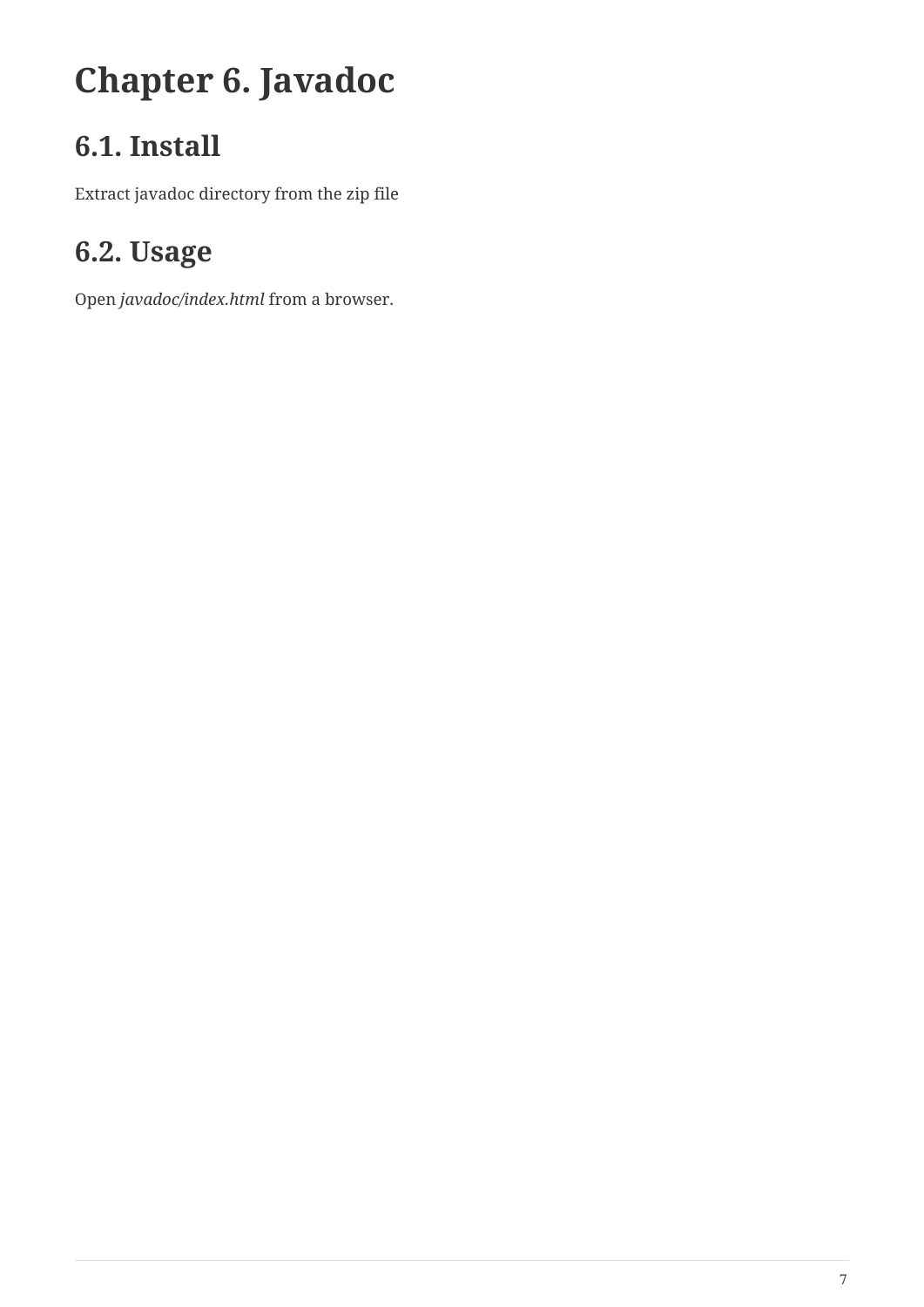# Chapter 6. Javadoc

## 6.1. Install

Extract javadoc directory from the zip file

## 6.2. Usage

Open *javadoc/index.html* from a browser.